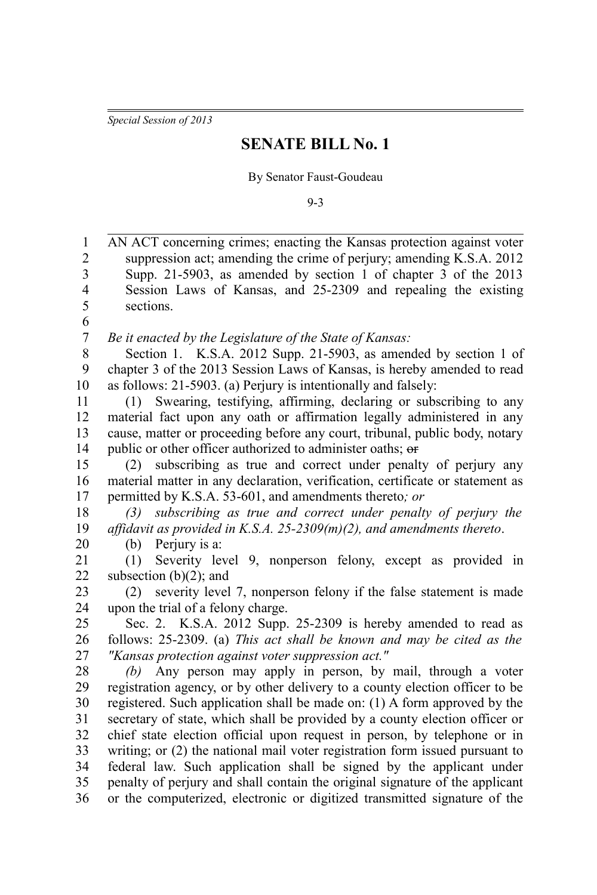*Special Session of 2013*

# SENATE BILL No. 1

By Senator Faust-Goudeau

9-3

AN ACT concerning crimes; enacting the Kansas protection against voter suppression act; amending the crime of perjury; amending K.S.A. 2012 Supp. 21-5903, as amended by section 1 of chapter 3 of the 2013 Session Laws of Kansas, and 25-2309 and repealing the existing sections.

*Be it enacted by the Legislature of the State of Kansas:*

Section 1. K.S.A. 2012 Supp. 21-5903, as amended by section 1 of chapter 3 of the 2013 Session Laws of Kansas, is hereby amended to read as follows: 21-5903. (a) Perjury is intentionally and falsely:

(1) Swearing, testifying, affirming, declaring or subscribing to any material fact upon any oath or affirmation legally administered in any cause, matter or proceeding before any court, tribunal, public body, notary public or other officer authorized to administer oaths; ~~or~~

(2) subscribing as true and correct under penalty of perjury any material matter in any declaration, verification, certificate or statement as permitted by K.S.A. 53-601, and amendments thereto*; or*

*(3) subscribing as true and correct under penalty of perjury the affidavit as provided in K.S.A. 25-2309(m)(2), and amendments thereto*.

(b) Perjury is a:

(1) Severity level 9, nonperson felony, except as provided in subsection (b)(2); and

(2) severity level 7, nonperson felony if the false statement is made upon the trial of a felony charge.

Sec. 2. K.S.A. 2012 Supp. 25-2309 is hereby amended to read as follows: 25-2309. (a) *This act shall be known and may be cited as the "Kansas protection against voter suppression act."*

*(b)* Any person may apply in person, by mail, through a voter registration agency, or by other delivery to a county election officer to be registered. Such application shall be made on: (1) A form approved by the secretary of state, which shall be provided by a county election officer or chief state election official upon request in person, by telephone or in writing; or (2) the national mail voter registration form issued pursuant to federal law. Such application shall be signed by the applicant under penalty of perjury and shall contain the original signature of the applicant or the computerized, electronic or digitized transmitted signature of the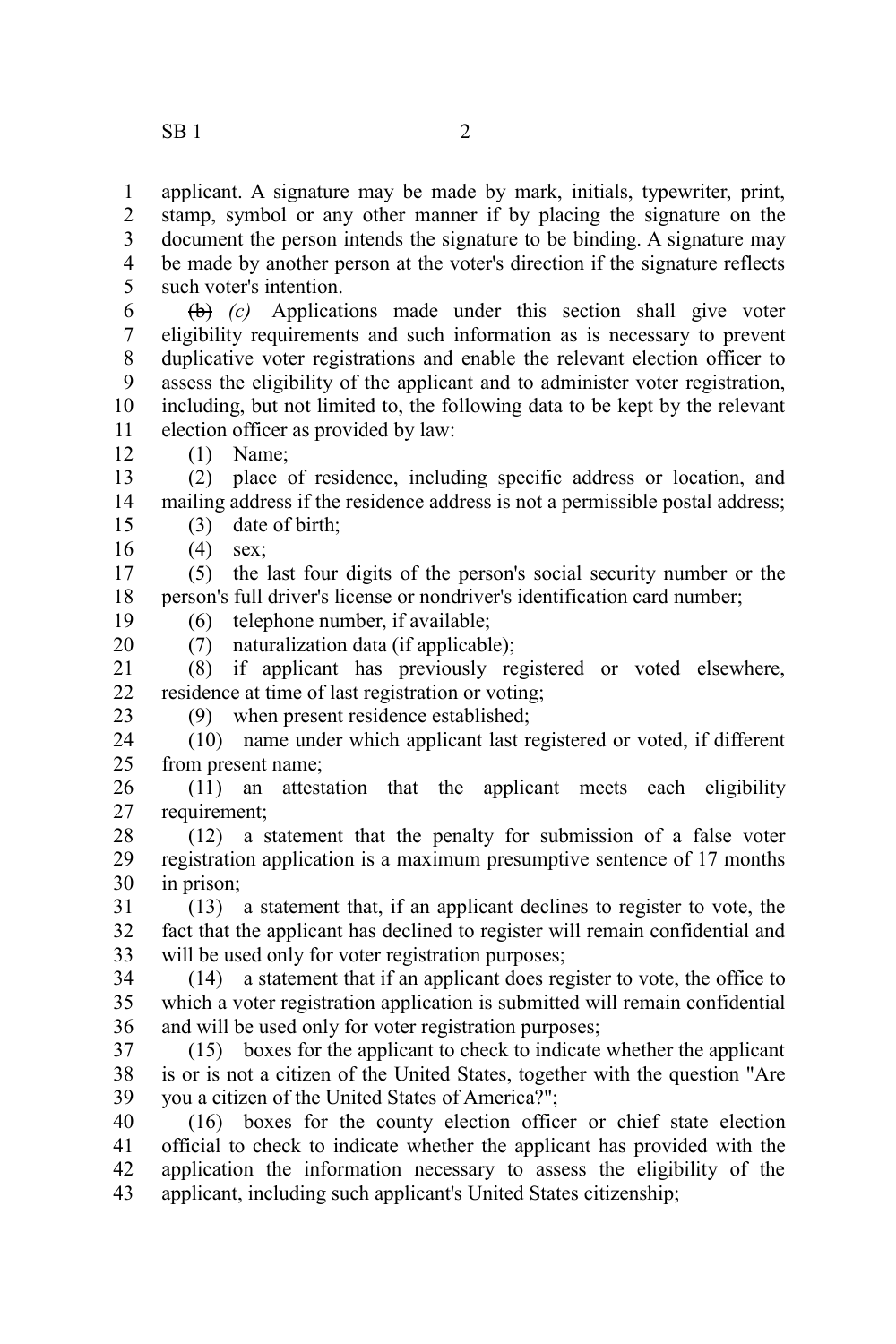applicant. A signature may be made by mark, initials, typewriter, print, stamp, symbol or any other manner if by placing the signature on the document the person intends the signature to be binding. A signature may be made by another person at the voter's direction if the signature reflects such voter's intention.

~~(b)~~ *(c)* Applications made under this section shall give voter eligibility requirements and such information as is necessary to prevent duplicative voter registrations and enable the relevant election officer to assess the eligibility of the applicant and to administer voter registration, including, but not limited to, the following data to be kept by the relevant election officer as provided by law:

(1) Name;

(2) place of residence, including specific address or location, and mailing address if the residence address is not a permissible postal address;

(3) date of birth;

(4) sex;

(5) the last four digits of the person's social security number or the person's full driver's license or nondriver's identification card number;

(6) telephone number, if available;

(7) naturalization data (if applicable);

(8) if applicant has previously registered or voted elsewhere, residence at time of last registration or voting;

(9) when present residence established;

(10) name under which applicant last registered or voted, if different from present name;

(11) an attestation that the applicant meets each eligibility requirement;

(12) a statement that the penalty for submission of a false voter registration application is a maximum presumptive sentence of 17 months in prison;

(13) a statement that, if an applicant declines to register to vote, the fact that the applicant has declined to register will remain confidential and will be used only for voter registration purposes;

(14) a statement that if an applicant does register to vote, the office to which a voter registration application is submitted will remain confidential and will be used only for voter registration purposes;

(15) boxes for the applicant to check to indicate whether the applicant is or is not a citizen of the United States, together with the question "Are you a citizen of the United States of America?";

(16) boxes for the county election officer or chief state election official to check to indicate whether the applicant has provided with the application the information necessary to assess the eligibility of the applicant, including such applicant's United States citizenship;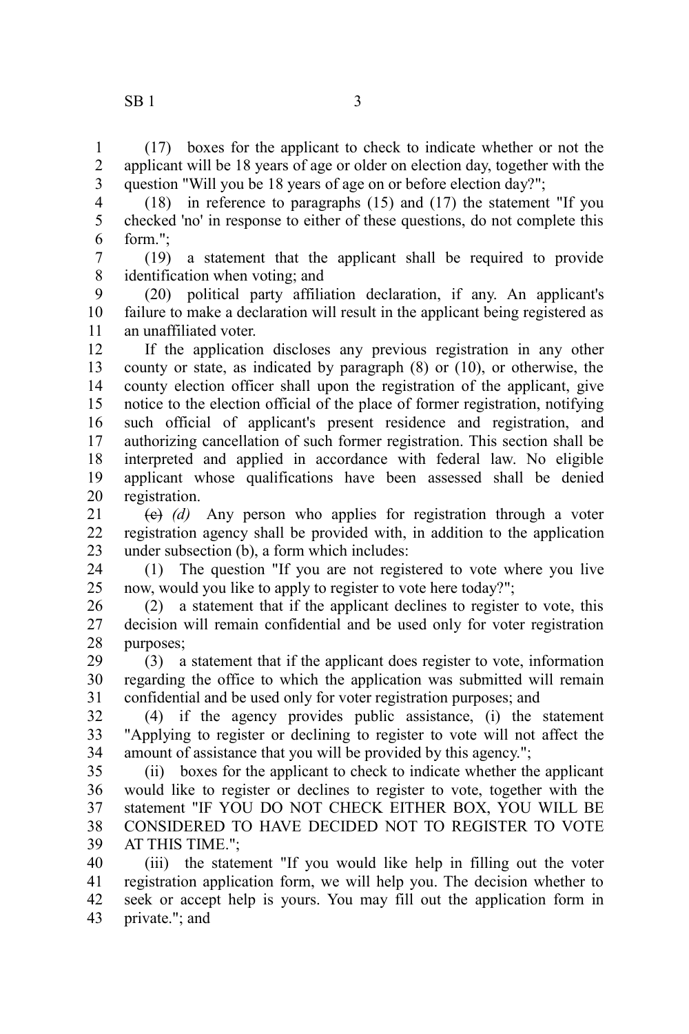(17) boxes for the applicant to check to indicate whether or not the applicant will be 18 years of age or older on election day, together with the question "Will you be 18 years of age on or before election day?";

(18) in reference to paragraphs (15) and (17) the statement "If you checked 'no' in response to either of these questions, do not complete this form.";

(19) a statement that the applicant shall be required to provide identification when voting; and

(20) political party affiliation declaration, if any. An applicant's failure to make a declaration will result in the applicant being registered as an unaffiliated voter.

If the application discloses any previous registration in any other county or state, as indicated by paragraph (8) or (10), or otherwise, the county election officer shall upon the registration of the applicant, give notice to the election official of the place of former registration, notifying such official of applicant's present residence and registration, and authorizing cancellation of such former registration. This section shall be interpreted and applied in accordance with federal law. No eligible applicant whose qualifications have been assessed shall be denied registration.

~~(c)~~ *(d)* Any person who applies for registration through a voter registration agency shall be provided with, in addition to the application under subsection (b), a form which includes:

(1) The question "If you are not registered to vote where you live now, would you like to apply to register to vote here today?";

(2) a statement that if the applicant declines to register to vote, this decision will remain confidential and be used only for voter registration purposes;

(3) a statement that if the applicant does register to vote, information regarding the office to which the application was submitted will remain confidential and be used only for voter registration purposes; and

(4) if the agency provides public assistance, (i) the statement "Applying to register or declining to register to vote will not affect the amount of assistance that you will be provided by this agency.";

(ii) boxes for the applicant to check to indicate whether the applicant would like to register or declines to register to vote, together with the statement "IF YOU DO NOT CHECK EITHER BOX, YOU WILL BE CONSIDERED TO HAVE DECIDED NOT TO REGISTER TO VOTE AT THIS TIME.";

(iii) the statement "If you would like help in filling out the voter registration application form, we will help you. The decision whether to seek or accept help is yours. You may fill out the application form in private."; and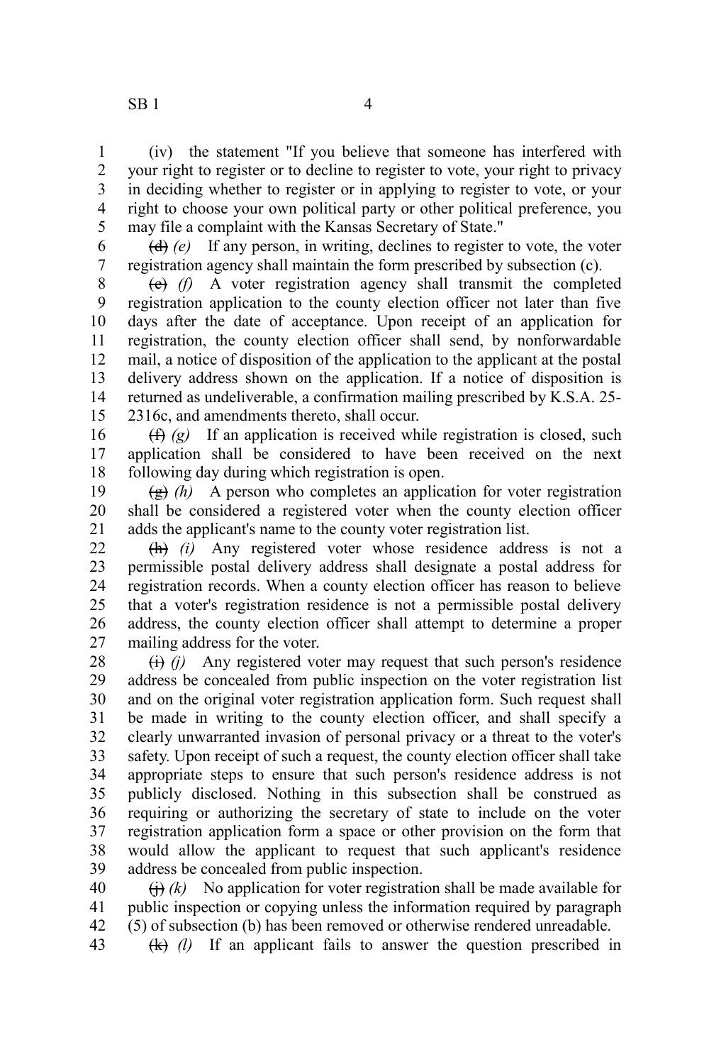(iv) the statement "If you believe that someone has interfered with your right to register or to decline to register to vote, your right to privacy in deciding whether to register or in applying to register to vote, or your right to choose your own political party or other political preference, you may file a complaint with the Kansas Secretary of State."

~~(d)~~ *(e)* If any person, in writing, declines to register to vote, the voter registration agency shall maintain the form prescribed by subsection (c).

~~(e)~~ *(f)* A voter registration agency shall transmit the completed registration application to the county election officer not later than five days after the date of acceptance. Upon receipt of an application for registration, the county election officer shall send, by nonforwardable mail, a notice of disposition of the application to the applicant at the postal delivery address shown on the application. If a notice of disposition is returned as undeliverable, a confirmation mailing prescribed by K.S.A. 25-2316c, and amendments thereto, shall occur.

~~(f)~~ *(g)* If an application is received while registration is closed, such application shall be considered to have been received on the next following day during which registration is open.

~~(g)~~ *(h)* A person who completes an application for voter registration shall be considered a registered voter when the county election officer adds the applicant's name to the county voter registration list.

~~(h)~~ *(i)* Any registered voter whose residence address is not a permissible postal delivery address shall designate a postal address for registration records. When a county election officer has reason to believe that a voter's registration residence is not a permissible postal delivery address, the county election officer shall attempt to determine a proper mailing address for the voter.

~~(i)~~ *(j)* Any registered voter may request that such person's residence address be concealed from public inspection on the voter registration list and on the original voter registration application form. Such request shall be made in writing to the county election officer, and shall specify a clearly unwarranted invasion of personal privacy or a threat to the voter's safety. Upon receipt of such a request, the county election officer shall take appropriate steps to ensure that such person's residence address is not publicly disclosed. Nothing in this subsection shall be construed as requiring or authorizing the secretary of state to include on the voter registration application form a space or other provision on the form that would allow the applicant to request that such applicant's residence address be concealed from public inspection.

~~(j)~~ *(k)* No application for voter registration shall be made available for public inspection or copying unless the information required by paragraph (5) of subsection (b) has been removed or otherwise rendered unreadable.

~~(k)~~ *(l)* If an applicant fails to answer the question prescribed in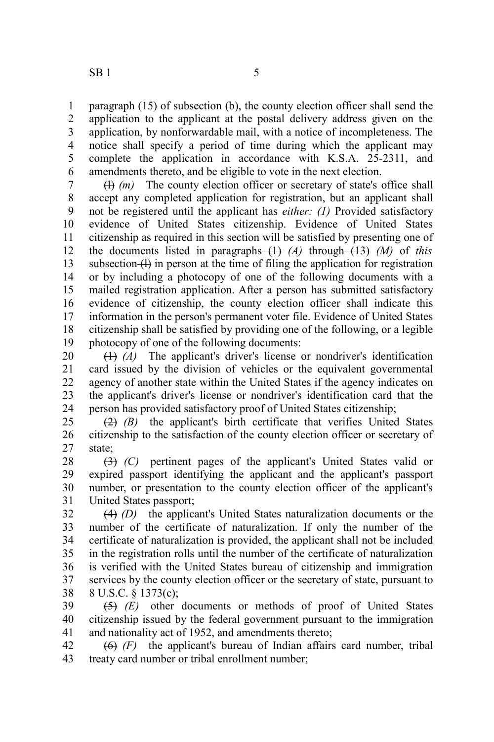paragraph (15) of subsection (b), the county election officer shall send the application to the applicant at the postal delivery address given on the application, by nonforwardable mail, with a notice of incompleteness. The notice shall specify a period of time during which the applicant may complete the application in accordance with K.S.A. 25-2311, and amendments thereto, and be eligible to vote in the next election.

~~(l)~~ *(m)* The county election officer or secretary of state's office shall accept any completed application for registration, but an applicant shall not be registered until the applicant has *either: (1)* Provided satisfactory evidence of United States citizenship. Evidence of United States citizenship as required in this section will be satisfied by presenting one of the documents listed in paragraphs ~~(1)~~ *(A)* through ~~(13)~~ *(M)* of *this* subsection ~~(l)~~ in person at the time of filing the application for registration or by including a photocopy of one of the following documents with a mailed registration application. After a person has submitted satisfactory evidence of citizenship, the county election officer shall indicate this information in the person's permanent voter file. Evidence of United States citizenship shall be satisfied by providing one of the following, or a legible photocopy of one of the following documents:

~~(1)~~ *(A)* The applicant's driver's license or nondriver's identification card issued by the division of vehicles or the equivalent governmental agency of another state within the United States if the agency indicates on the applicant's driver's license or nondriver's identification card that the person has provided satisfactory proof of United States citizenship;

~~(2)~~ *(B)* the applicant's birth certificate that verifies United States citizenship to the satisfaction of the county election officer or secretary of state;

~~(3)~~ *(C)* pertinent pages of the applicant's United States valid or expired passport identifying the applicant and the applicant's passport number, or presentation to the county election officer of the applicant's United States passport;

~~(4)~~ *(D)* the applicant's United States naturalization documents or the number of the certificate of naturalization. If only the number of the certificate of naturalization is provided, the applicant shall not be included in the registration rolls until the number of the certificate of naturalization is verified with the United States bureau of citizenship and immigration services by the county election officer or the secretary of state, pursuant to 8 U.S.C. § 1373(c);

~~(5)~~ *(E)* other documents or methods of proof of United States citizenship issued by the federal government pursuant to the immigration and nationality act of 1952, and amendments thereto;

~~(6)~~ *(F)* the applicant's bureau of Indian affairs card number, tribal treaty card number or tribal enrollment number;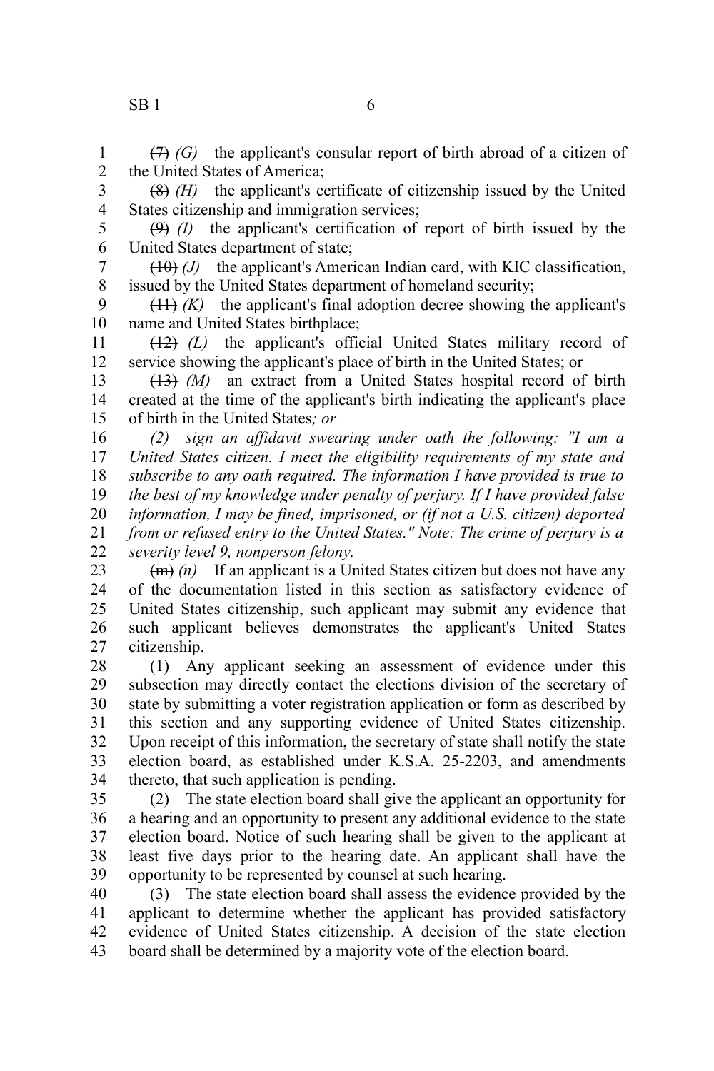~~(7)~~ *(G)* the applicant's consular report of birth abroad of a citizen of the United States of America;

~~(8)~~ *(H)* the applicant's certificate of citizenship issued by the United States citizenship and immigration services;

~~(9)~~ *(I)* the applicant's certification of report of birth issued by the United States department of state;

~~(10)~~ *(J)* the applicant's American Indian card, with KIC classification, issued by the United States department of homeland security;

~~(11)~~ *(K)* the applicant's final adoption decree showing the applicant's name and United States birthplace;

~~(12)~~ *(L)* the applicant's official United States military record of service showing the applicant's place of birth in the United States; or

~~(13)~~ *(M)* an extract from a United States hospital record of birth created at the time of the applicant's birth indicating the applicant's place of birth in the United States*; or*

*(2) sign an affidavit swearing under oath the following: "I am a United States citizen. I meet the eligibility requirements of my state and subscribe to any oath required. The information I have provided is true to the best of my knowledge under penalty of perjury. If I have provided false information, I may be fined, imprisoned, or (if not a U.S. citizen) deported from or refused entry to the United States." Note: The crime of perjury is a severity level 9, nonperson felony.*

~~(m)~~ *(n)* If an applicant is a United States citizen but does not have any of the documentation listed in this section as satisfactory evidence of United States citizenship, such applicant may submit any evidence that such applicant believes demonstrates the applicant's United States citizenship.

(1) Any applicant seeking an assessment of evidence under this subsection may directly contact the elections division of the secretary of state by submitting a voter registration application or form as described by this section and any supporting evidence of United States citizenship. Upon receipt of this information, the secretary of state shall notify the state election board, as established under K.S.A. 25-2203, and amendments thereto, that such application is pending.

(2) The state election board shall give the applicant an opportunity for a hearing and an opportunity to present any additional evidence to the state election board. Notice of such hearing shall be given to the applicant at least five days prior to the hearing date. An applicant shall have the opportunity to be represented by counsel at such hearing.

(3) The state election board shall assess the evidence provided by the applicant to determine whether the applicant has provided satisfactory evidence of United States citizenship. A decision of the state election board shall be determined by a majority vote of the election board.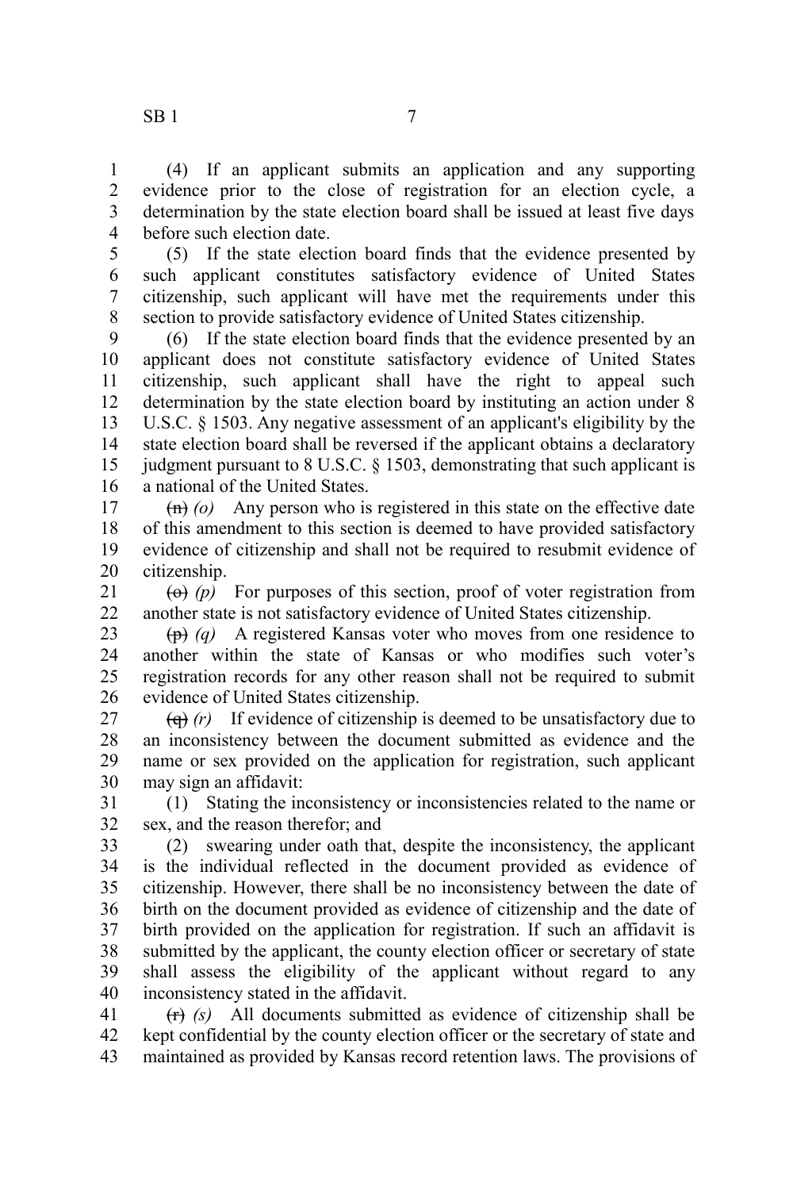(4) If an applicant submits an application and any supporting evidence prior to the close of registration for an election cycle, a determination by the state election board shall be issued at least five days before such election date.

(5) If the state election board finds that the evidence presented by such applicant constitutes satisfactory evidence of United States citizenship, such applicant will have met the requirements under this section to provide satisfactory evidence of United States citizenship.

(6) If the state election board finds that the evidence presented by an applicant does not constitute satisfactory evidence of United States citizenship, such applicant shall have the right to appeal such determination by the state election board by instituting an action under 8 U.S.C. § 1503. Any negative assessment of an applicant's eligibility by the state election board shall be reversed if the applicant obtains a declaratory judgment pursuant to 8 U.S.C. § 1503, demonstrating that such applicant is a national of the United States.

~~(n)~~ *(o)* Any person who is registered in this state on the effective date of this amendment to this section is deemed to have provided satisfactory evidence of citizenship and shall not be required to resubmit evidence of citizenship.

~~(o)~~ *(p)* For purposes of this section, proof of voter registration from another state is not satisfactory evidence of United States citizenship.

~~(p)~~ *(q)* A registered Kansas voter who moves from one residence to another within the state of Kansas or who modifies such voter's registration records for any other reason shall not be required to submit evidence of United States citizenship.

~~(q)~~ *(r)* If evidence of citizenship is deemed to be unsatisfactory due to an inconsistency between the document submitted as evidence and the name or sex provided on the application for registration, such applicant may sign an affidavit:

(1) Stating the inconsistency or inconsistencies related to the name or sex, and the reason therefor; and

(2) swearing under oath that, despite the inconsistency, the applicant is the individual reflected in the document provided as evidence of citizenship. However, there shall be no inconsistency between the date of birth on the document provided as evidence of citizenship and the date of birth provided on the application for registration. If such an affidavit is submitted by the applicant, the county election officer or secretary of state shall assess the eligibility of the applicant without regard to any inconsistency stated in the affidavit.

~~(r)~~ *(s)* All documents submitted as evidence of citizenship shall be kept confidential by the county election officer or the secretary of state and maintained as provided by Kansas record retention laws. The provisions of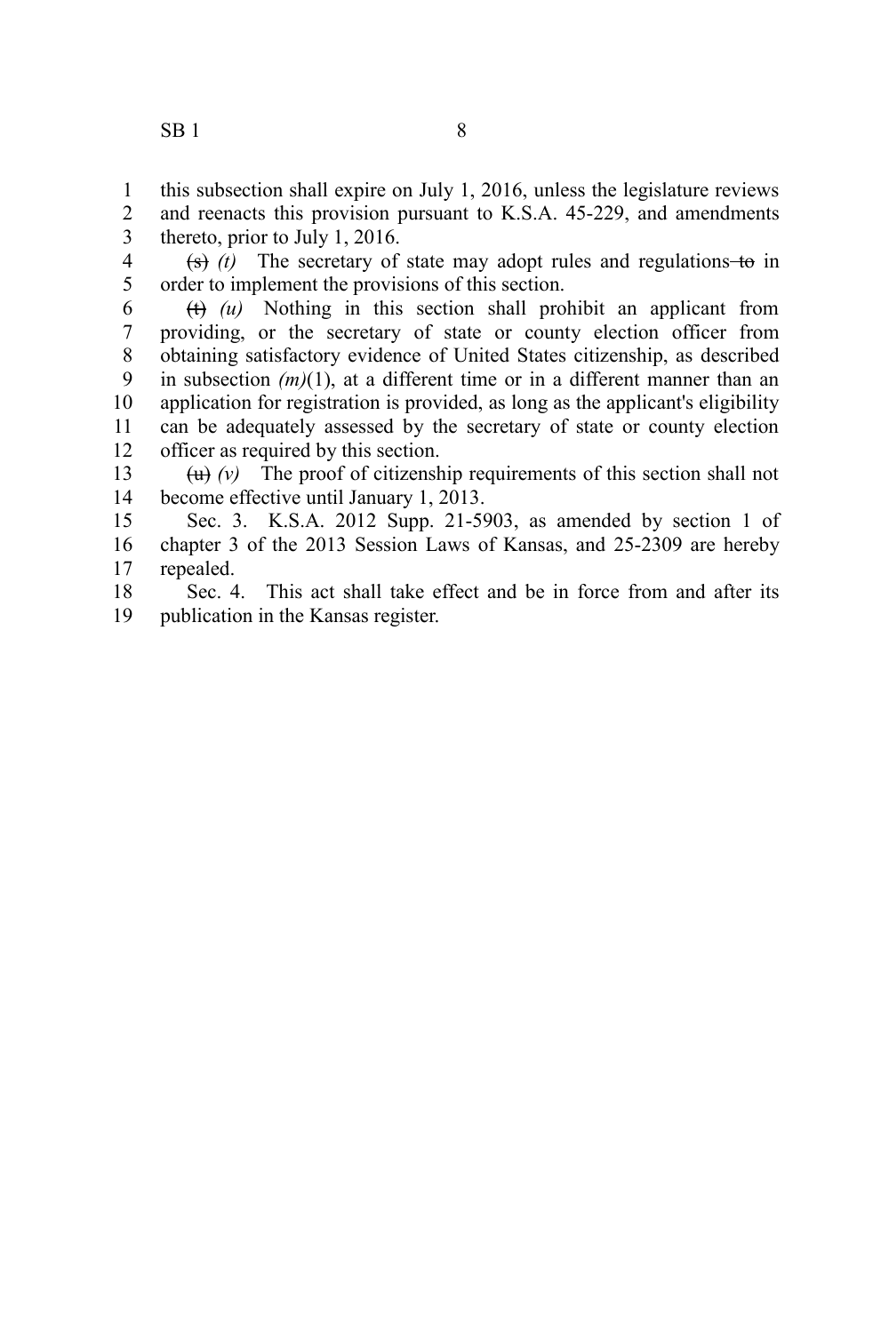this subsection shall expire on July 1, 2016, unless the legislature reviews and reenacts this provision pursuant to K.S.A. 45-229, and amendments thereto, prior to July 1, 2016.

~~(s)~~ *(t)* The secretary of state may adopt rules and regulations ~~to~~ in order to implement the provisions of this section.

~~(t)~~ *(u)* Nothing in this section shall prohibit an applicant from providing, or the secretary of state or county election officer from obtaining satisfactory evidence of United States citizenship, as described in subsection *(m)*(1), at a different time or in a different manner than an application for registration is provided, as long as the applicant's eligibility can be adequately assessed by the secretary of state or county election officer as required by this section.

~~(u)~~ *(v)* The proof of citizenship requirements of this section shall not become effective until January 1, 2013.

Sec. 3. K.S.A. 2012 Supp. 21-5903, as amended by section 1 of chapter 3 of the 2013 Session Laws of Kansas, and 25-2309 are hereby repealed.

Sec. 4. This act shall take effect and be in force from and after its publication in the Kansas register.